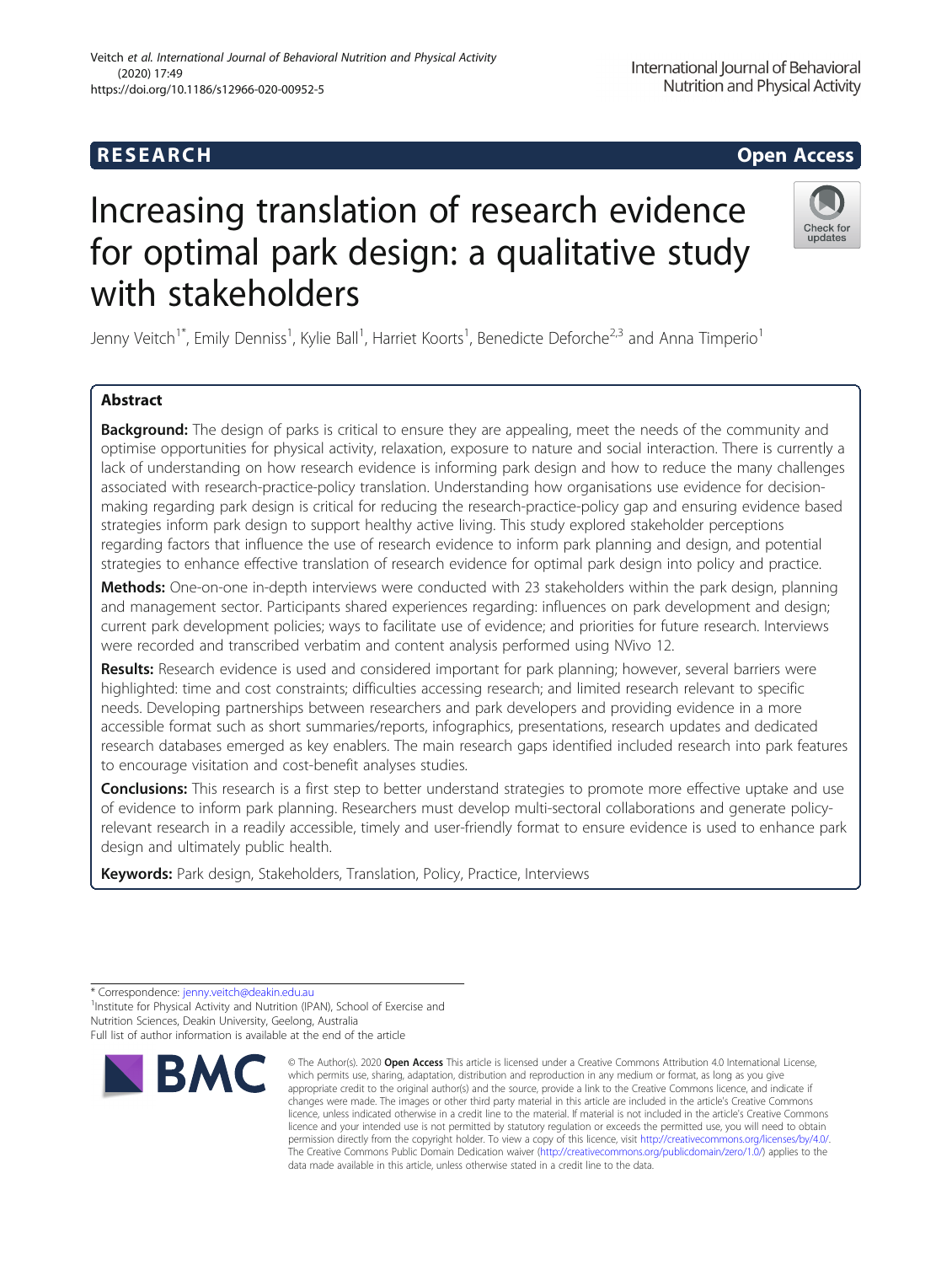RESEARCH

Open Access

# Increasing translation of research evidence for optimal park design: a qualitative study with stakeholders

Jenny Veitch[1*], Emily Denniss[1], Kylie Ball[1], Harriet Koorts[1], Benedicte Deforche[2,3] and Anna Timperio[1]

## Abstract

**Background:** The design of parks is critical to ensure they are appealing, meet the needs of the community and optimise opportunities for physical activity, relaxation, exposure to nature and social interaction. There is currently a lack of understanding on how research evidence is informing park design and how to reduce the many challenges associated with research-practice-policy translation. Understanding how organisations use evidence for decision-making regarding park design is critical for reducing the research-practice-policy gap and ensuring evidence based strategies inform park design to support healthy active living. This study explored stakeholder perceptions regarding factors that influence the use of research evidence to inform park planning and design, and potential strategies to enhance effective translation of research evidence for optimal park design into policy and practice.

**Methods:** One-on-one in-depth interviews were conducted with 23 stakeholders within the park design, planning and management sector. Participants shared experiences regarding: influences on park development and design; current park development policies; ways to facilitate use of evidence; and priorities for future research. Interviews were recorded and transcribed verbatim and content analysis performed using NVivo 12.

**Results:** Research evidence is used and considered important for park planning; however, several barriers were highlighted: time and cost constraints; difficulties accessing research; and limited research relevant to specific needs. Developing partnerships between researchers and park developers and providing evidence in a more accessible format such as short summaries/reports, infographics, presentations, research updates and dedicated research databases emerged as key enablers. The main research gaps identified included research into park features to encourage visitation and cost-benefit analyses studies.

**Conclusions:** This research is a first step to better understand strategies to promote more effective uptake and use of evidence to inform park planning. Researchers must develop multi-sectoral collaborations and generate policy-relevant research in a readily accessible, timely and user-friendly format to ensure evidence is used to enhance park design and ultimately public health.

**Keywords:** Park design, Stakeholders, Translation, Policy, Practice, Interviews

\* Correspondence: jenny.veitch@deakin.edu.au
[1]Institute for Physical Activity and Nutrition (IPAN), School of Exercise and Nutrition Sciences, Deakin University, Geelong, Australia
Full list of author information is available at the end of the article

© The Author(s). 2020 **Open Access** This article is licensed under a Creative Commons Attribution 4.0 International License, which permits use, sharing, adaptation, distribution and reproduction in any medium or format, as long as you give appropriate credit to the original author(s) and the source, provide a link to the Creative Commons licence, and indicate if changes were made. The images or other third party material in this article are included in the article's Creative Commons licence, unless indicated otherwise in a credit line to the material. If material is not included in the article's Creative Commons licence and your intended use is not permitted by statutory regulation or exceeds the permitted use, you will need to obtain permission directly from the copyright holder. To view a copy of this licence, visit http://creativecommons.org/licenses/by/4.0/. The Creative Commons Public Domain Dedication waiver (http://creativecommons.org/publicdomain/zero/1.0/) applies to the data made available in this article, unless otherwise stated in a credit line to the data.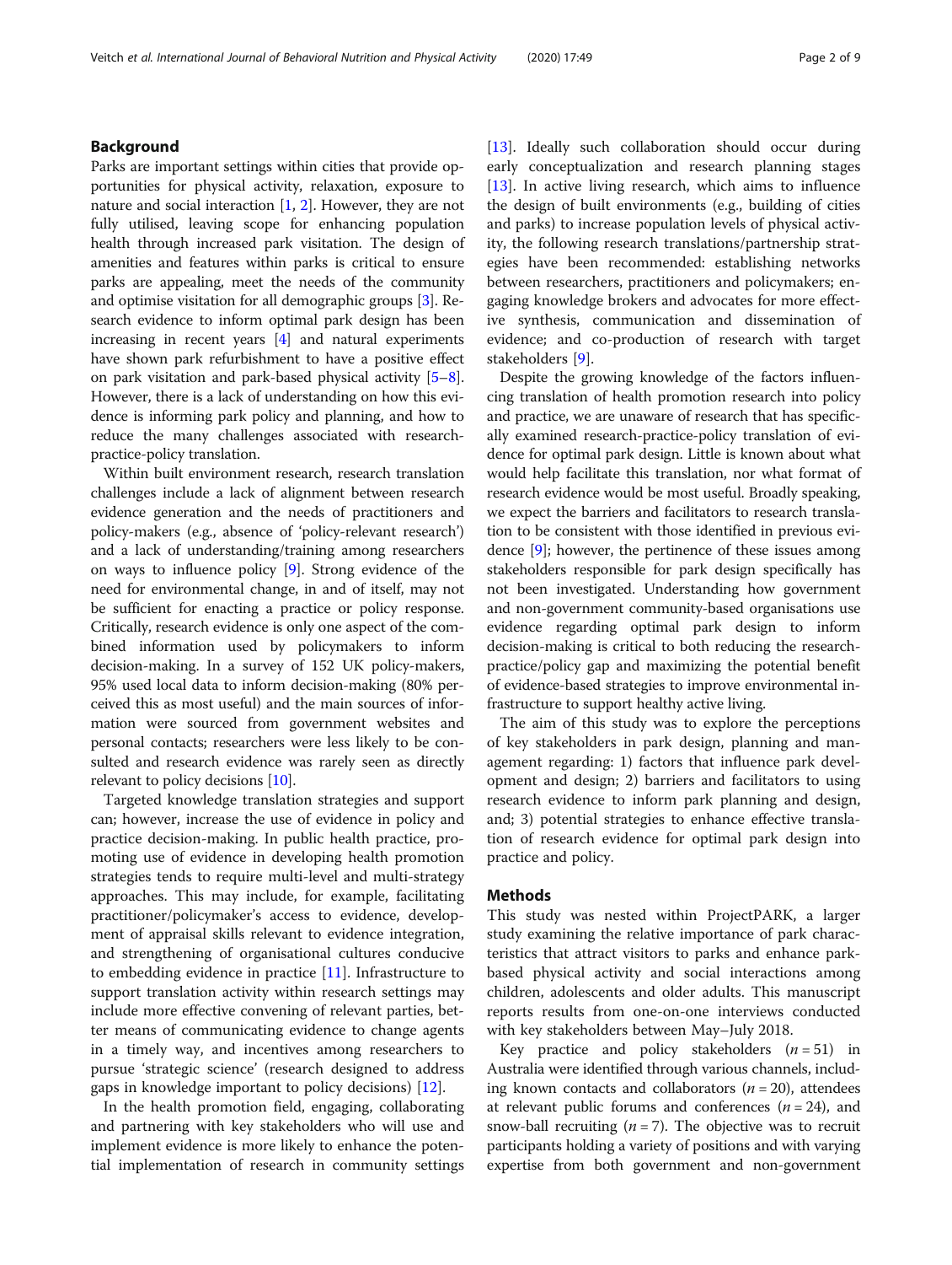## Background

Parks are important settings within cities that provide opportunities for physical activity, relaxation, exposure to nature and social interaction [1, 2]. However, they are not fully utilised, leaving scope for enhancing population health through increased park visitation. The design of amenities and features within parks is critical to ensure parks are appealing, meet the needs of the community and optimise visitation for all demographic groups [3]. Research evidence to inform optimal park design has been increasing in recent years [4] and natural experiments have shown park refurbishment to have a positive effect on park visitation and park-based physical activity [5–8]. However, there is a lack of understanding on how this evidence is informing park policy and planning, and how to reduce the many challenges associated with research-practice-policy translation.

Within built environment research, research translation challenges include a lack of alignment between research evidence generation and the needs of practitioners and policy-makers (e.g., absence of 'policy-relevant research') and a lack of understanding/training among researchers on ways to influence policy [9]. Strong evidence of the need for environmental change, in and of itself, may not be sufficient for enacting a practice or policy response. Critically, research evidence is only one aspect of the combined information used by policymakers to inform decision-making. In a survey of 152 UK policy-makers, 95% used local data to inform decision-making (80% perceived this as most useful) and the main sources of information were sourced from government websites and personal contacts; researchers were less likely to be consulted and research evidence was rarely seen as directly relevant to policy decisions [10].

Targeted knowledge translation strategies and support can; however, increase the use of evidence in policy and practice decision-making. In public health practice, promoting use of evidence in developing health promotion strategies tends to require multi-level and multi-strategy approaches. This may include, for example, facilitating practitioner/policymaker's access to evidence, development of appraisal skills relevant to evidence integration, and strengthening of organisational cultures conducive to embedding evidence in practice [11]. Infrastructure to support translation activity within research settings may include more effective convening of relevant parties, better means of communicating evidence to change agents in a timely way, and incentives among researchers to pursue 'strategic science' (research designed to address gaps in knowledge important to policy decisions) [12].

In the health promotion field, engaging, collaborating and partnering with key stakeholders who will use and implement evidence is more likely to enhance the potential implementation of research in community settings [13]. Ideally such collaboration should occur during early conceptualization and research planning stages [13]. In active living research, which aims to influence the design of built environments (e.g., building of cities and parks) to increase population levels of physical activity, the following research translations/partnership strategies have been recommended: establishing networks between researchers, practitioners and policymakers; engaging knowledge brokers and advocates for more effective synthesis, communication and dissemination of evidence; and co-production of research with target stakeholders [9].

Despite the growing knowledge of the factors influencing translation of health promotion research into policy and practice, we are unaware of research that has specifically examined research-practice-policy translation of evidence for optimal park design. Little is known about what would help facilitate this translation, nor what format of research evidence would be most useful. Broadly speaking, we expect the barriers and facilitators to research translation to be consistent with those identified in previous evidence [9]; however, the pertinence of these issues among stakeholders responsible for park design specifically has not been investigated. Understanding how government and non-government community-based organisations use evidence regarding optimal park design to inform decision-making is critical to both reducing the research-practice/policy gap and maximizing the potential benefit of evidence-based strategies to improve environmental infrastructure to support healthy active living.

The aim of this study was to explore the perceptions of key stakeholders in park design, planning and management regarding: 1) factors that influence park development and design; 2) barriers and facilitators to using research evidence to inform park planning and design, and; 3) potential strategies to enhance effective translation of research evidence for optimal park design into practice and policy.

## Methods

This study was nested within ProjectPARK, a larger study examining the relative importance of park characteristics that attract visitors to parks and enhance park-based physical activity and social interactions among children, adolescents and older adults. This manuscript reports results from one-on-one interviews conducted with key stakeholders between May–July 2018.

Key practice and policy stakeholders ($n = 51$) in Australia were identified through various channels, including known contacts and collaborators ($n = 20$), attendees at relevant public forums and conferences ($n = 24$), and snow-ball recruiting ($n = 7$). The objective was to recruit participants holding a variety of positions and with varying expertise from both government and non-government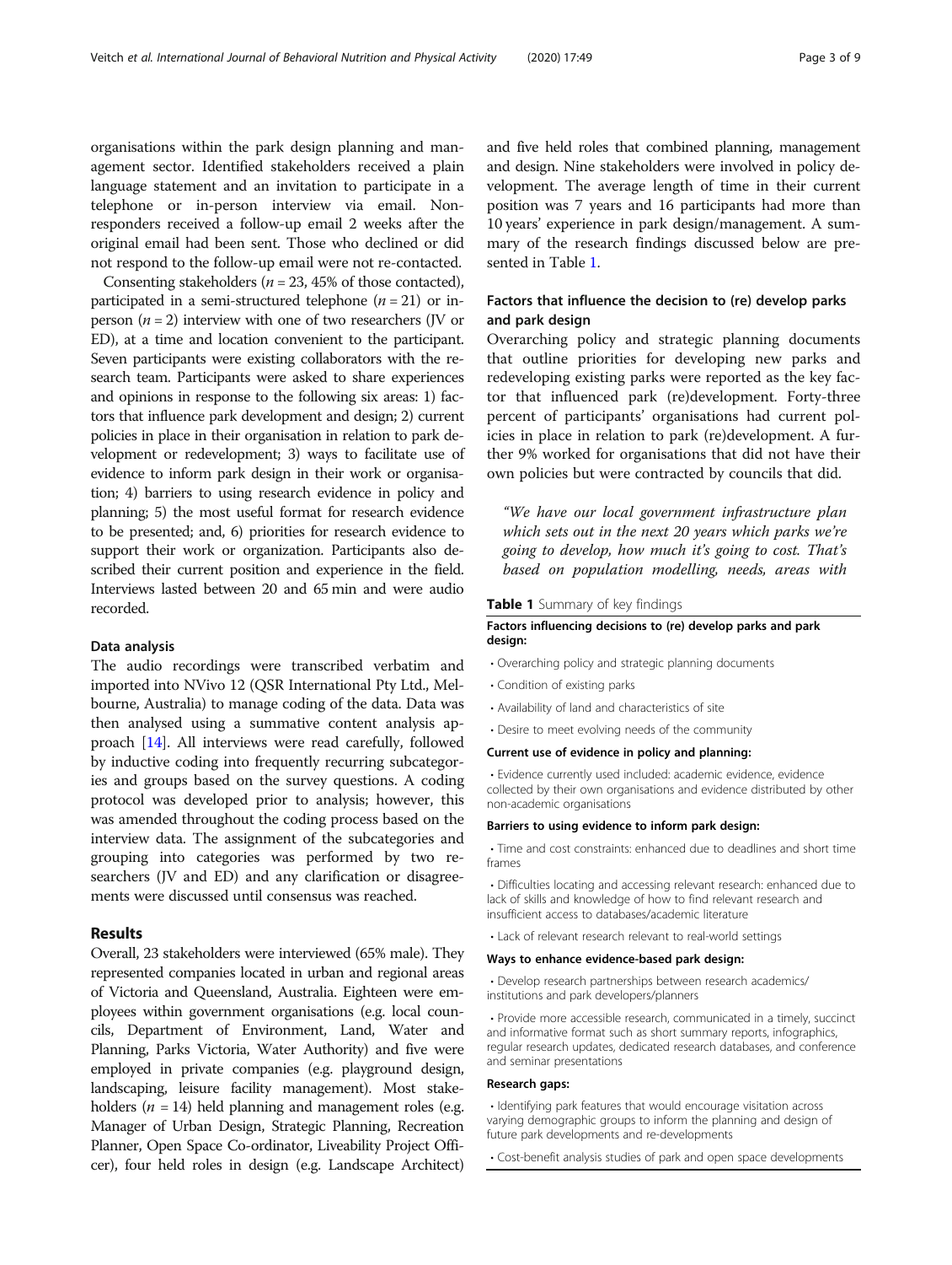organisations within the park design planning and management sector. Identified stakeholders received a plain language statement and an invitation to participate in a telephone or in-person interview via email. Non-responders received a follow-up email 2 weeks after the original email had been sent. Those who declined or did not respond to the follow-up email were not re-contacted.

Consenting stakeholders ($n$ = 23, 45% of those contacted), participated in a semi-structured telephone ($n$ = 21) or in-person ($n$ = 2) interview with one of two researchers (JV or ED), at a time and location convenient to the participant. Seven participants were existing collaborators with the research team. Participants were asked to share experiences and opinions in response to the following six areas: 1) factors that influence park development and design; 2) current policies in place in their organisation in relation to park development or redevelopment; 3) ways to facilitate use of evidence to inform park design in their work or organisation; 4) barriers to using research evidence in policy and planning; 5) the most useful format for research evidence to be presented; and, 6) priorities for research evidence to support their work or organization. Participants also described their current position and experience in the field. Interviews lasted between 20 and 65 min and were audio recorded.

### Data analysis

The audio recordings were transcribed verbatim and imported into NVivo 12 (QSR International Pty Ltd., Melbourne, Australia) to manage coding of the data. Data was then analysed using a summative content analysis approach [14]. All interviews were read carefully, followed by inductive coding into frequently recurring subcategories and groups based on the survey questions. A coding protocol was developed prior to analysis; however, this was amended throughout the coding process based on the interview data. The assignment of the subcategories and grouping into categories was performed by two researchers (JV and ED) and any clarification or disagreements were discussed until consensus was reached.

## Results

Overall, 23 stakeholders were interviewed (65% male). They represented companies located in urban and regional areas of Victoria and Queensland, Australia. Eighteen were employees within government organisations (e.g. local councils, Department of Environment, Land, Water and Planning, Parks Victoria, Water Authority) and five were employed in private companies (e.g. playground design, landscaping, leisure facility management). Most stakeholders ($n$ = 14) held planning and management roles (e.g. Manager of Urban Design, Strategic Planning, Recreation Planner, Open Space Co-ordinator, Liveability Project Officer), four held roles in design (e.g. Landscape Architect) and five held roles that combined planning, management and design. Nine stakeholders were involved in policy development. The average length of time in their current position was 7 years and 16 participants had more than 10 years' experience in park design/management. A summary of the research findings discussed below are presented in Table 1.

### Factors that influence the decision to (re) develop parks and park design

Overarching policy and strategic planning documents that outline priorities for developing new parks and redeveloping existing parks were reported as the key factor that influenced park (re)development. Forty-three percent of participants' organisations had current policies in place in relation to park (re)development. A further 9% worked for organisations that did not have their own policies but were contracted by councils that did.

*"We have our local government infrastructure plan which sets out in the next 20 years which parks we're going to develop, how much it's going to cost. That's based on population modelling, needs, areas with*

**Table 1** Summary of key findings

| |
|---|
| **Factors influencing decisions to (re) develop parks and park design:** |
| • Overarching policy and strategic planning documents |
| • Condition of existing parks |
| • Availability of land and characteristics of site |
| • Desire to meet evolving needs of the community |
| **Current use of evidence in policy and planning:** |
| • Evidence currently used included: academic evidence, evidence collected by their own organisations and evidence distributed by other non-academic organisations |
| **Barriers to using evidence to inform park design:** |
| • Time and cost constraints: enhanced due to deadlines and short time frames |
| • Difficulties locating and accessing relevant research: enhanced due to lack of skills and knowledge of how to find relevant research and insufficient access to databases/academic literature |
| • Lack of relevant research relevant to real-world settings |
| **Ways to enhance evidence-based park design:** |
| • Develop research partnerships between research academics/ institutions and park developers/planners |
| • Provide more accessible research, communicated in a timely, succinct and informative format such as short summary reports, infographics, regular research updates, dedicated research databases, and conference and seminar presentations |
| **Research gaps:** |
| • Identifying park features that would encourage visitation across varying demographic groups to inform the planning and design of future park developments and re-developments |
| • Cost-benefit analysis studies of park and open space developments |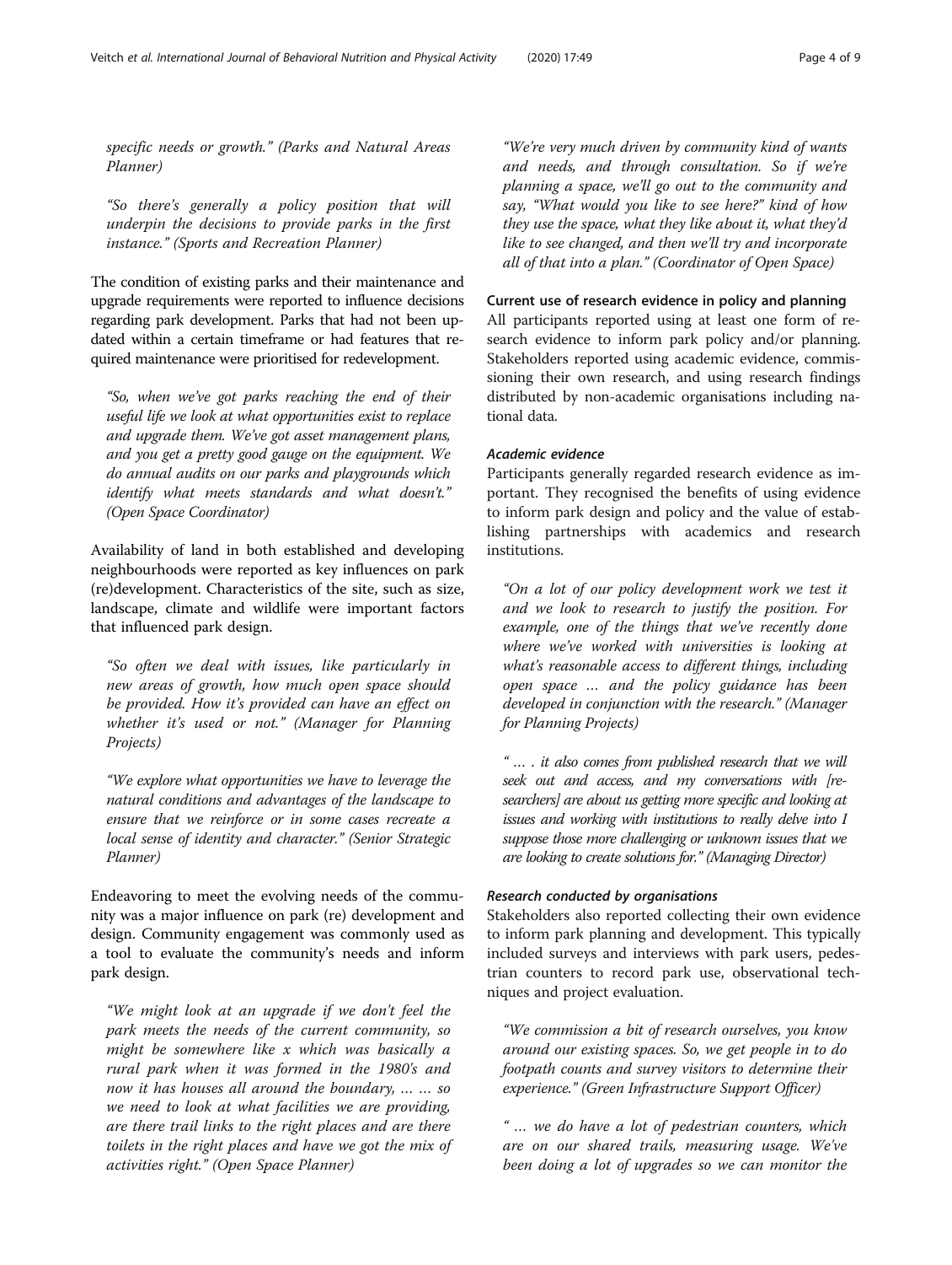*specific needs or growth." (Parks and Natural Areas Planner)*

*"So there's generally a policy position that will underpin the decisions to provide parks in the first instance." (Sports and Recreation Planner)*

The condition of existing parks and their maintenance and upgrade requirements were reported to influence decisions regarding park development. Parks that had not been updated within a certain timeframe or had features that required maintenance were prioritised for redevelopment.

*"So, when we've got parks reaching the end of their useful life we look at what opportunities exist to replace and upgrade them. We've got asset management plans, and you get a pretty good gauge on the equipment. We do annual audits on our parks and playgrounds which identify what meets standards and what doesn't." (Open Space Coordinator)*

Availability of land in both established and developing neighbourhoods were reported as key influences on park (re)development. Characteristics of the site, such as size, landscape, climate and wildlife were important factors that influenced park design.

*"So often we deal with issues, like particularly in new areas of growth, how much open space should be provided. How it's provided can have an effect on whether it's used or not." (Manager for Planning Projects)*

*"We explore what opportunities we have to leverage the natural conditions and advantages of the landscape to ensure that we reinforce or in some cases recreate a local sense of identity and character." (Senior Strategic Planner)*

Endeavoring to meet the evolving needs of the community was a major influence on park (re) development and design. Community engagement was commonly used as a tool to evaluate the community's needs and inform park design.

*"We might look at an upgrade if we don't feel the park meets the needs of the current community, so might be somewhere like x which was basically a rural park when it was formed in the 1980's and now it has houses all around the boundary, … … so we need to look at what facilities we are providing, are there trail links to the right places and are there toilets in the right places and have we got the mix of activities right." (Open Space Planner)*

*"We're very much driven by community kind of wants and needs, and through consultation. So if we're planning a space, we'll go out to the community and say, "What would you like to see here?" kind of how they use the space, what they like about it, what they'd like to see changed, and then we'll try and incorporate all of that into a plan." (Coordinator of Open Space)*

### Current use of research evidence in policy and planning

All participants reported using at least one form of research evidence to inform park policy and/or planning. Stakeholders reported using academic evidence, commissioning their own research, and using research findings distributed by non-academic organisations including national data.

#### *Academic evidence*

Participants generally regarded research evidence as important. They recognised the benefits of using evidence to inform park design and policy and the value of establishing partnerships with academics and research institutions.

*"On a lot of our policy development work we test it and we look to research to justify the position. For example, one of the things that we've recently done where we've worked with universities is looking at what's reasonable access to different things, including open space … and the policy guidance has been developed in conjunction with the research." (Manager for Planning Projects)*

*" … . it also comes from published research that we will seek out and access, and my conversations with [researchers] are about us getting more specific and looking at issues and working with institutions to really delve into I suppose those more challenging or unknown issues that we are looking to create solutions for." (Managing Director)*

#### *Research conducted by organisations*

Stakeholders also reported collecting their own evidence to inform park planning and development. This typically included surveys and interviews with park users, pedestrian counters to record park use, observational techniques and project evaluation.

*"We commission a bit of research ourselves, you know around our existing spaces. So, we get people in to do footpath counts and survey visitors to determine their experience." (Green Infrastructure Support Officer)*

*" … we do have a lot of pedestrian counters, which are on our shared trails, measuring usage. We've been doing a lot of upgrades so we can monitor the*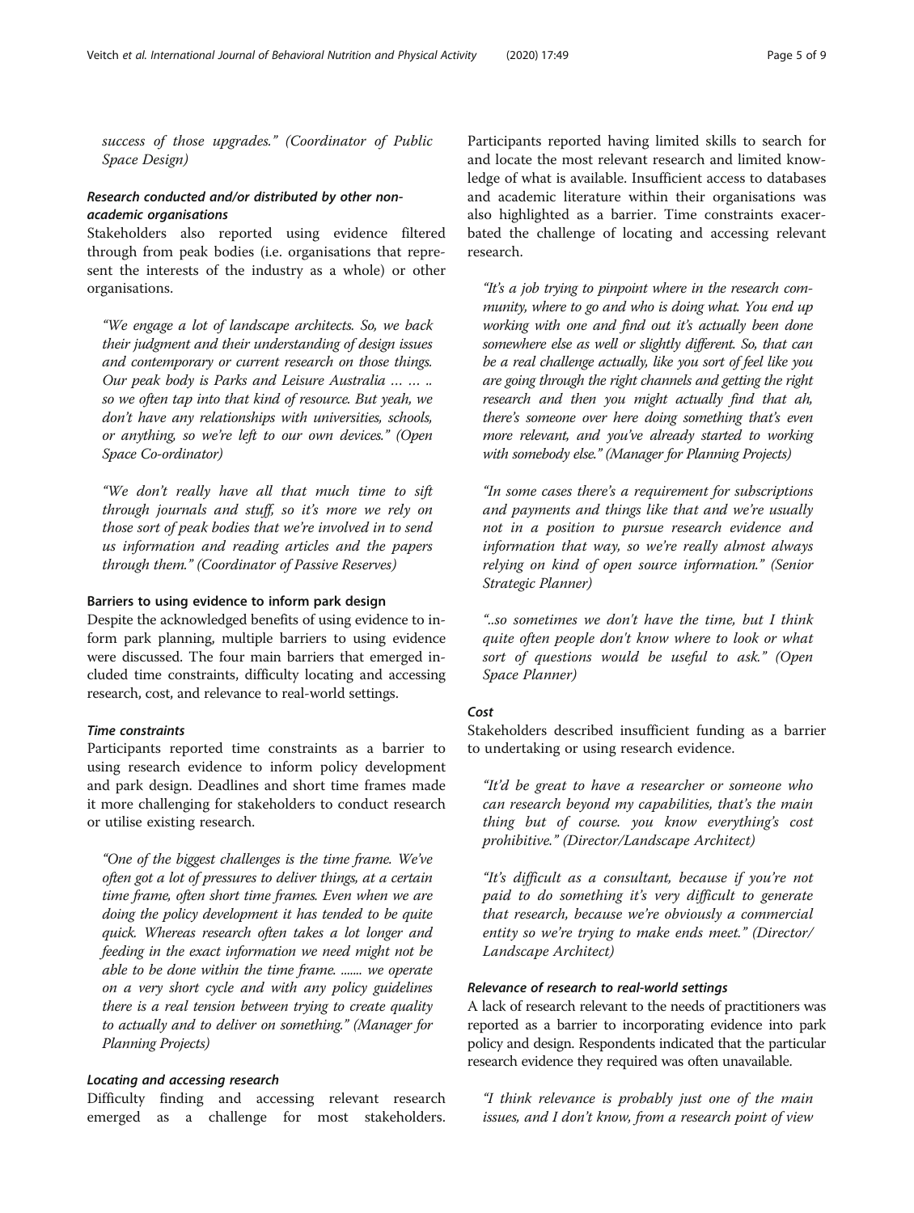*success of those upgrades." (Coordinator of Public Space Design)*

#### *Research conducted and/or distributed by other non-academic organisations*

Stakeholders also reported using evidence filtered through from peak bodies (i.e. organisations that represent the interests of the industry as a whole) or other organisations.

> *"We engage a lot of landscape architects. So, we back their judgment and their understanding of design issues and contemporary or current research on those things. Our peak body is Parks and Leisure Australia … … .. so we often tap into that kind of resource. But yeah, we don't have any relationships with universities, schools, or anything, so we're left to our own devices." (Open Space Co-ordinator)*

> *"We don't really have all that much time to sift through journals and stuff, so it's more we rely on those sort of peak bodies that we're involved in to send us information and reading articles and the papers through them." (Coordinator of Passive Reserves)*

### Barriers to using evidence to inform park design

Despite the acknowledged benefits of using evidence to inform park planning, multiple barriers to using evidence were discussed. The four main barriers that emerged included time constraints, difficulty locating and accessing research, cost, and relevance to real-world settings.

#### *Time constraints*

Participants reported time constraints as a barrier to using research evidence to inform policy development and park design. Deadlines and short time frames made it more challenging for stakeholders to conduct research or utilise existing research.

> *"One of the biggest challenges is the time frame. We've often got a lot of pressures to deliver things, at a certain time frame, often short time frames. Even when we are doing the policy development it has tended to be quite quick. Whereas research often takes a lot longer and feeding in the exact information we need might not be able to be done within the time frame. ....... we operate on a very short cycle and with any policy guidelines there is a real tension between trying to create quality to actually and to deliver on something." (Manager for Planning Projects)*

#### *Locating and accessing research*

Difficulty finding and accessing relevant research emerged as a challenge for most stakeholders. Participants reported having limited skills to search for and locate the most relevant research and limited knowledge of what is available. Insufficient access to databases and academic literature within their organisations was also highlighted as a barrier. Time constraints exacerbated the challenge of locating and accessing relevant research.

> *"It's a job trying to pinpoint where in the research community, where to go and who is doing what. You end up working with one and find out it's actually been done somewhere else as well or slightly different. So, that can be a real challenge actually, like you sort of feel like you are going through the right channels and getting the right research and then you might actually find that ah, there's someone over here doing something that's even more relevant, and you've already started to working with somebody else." (Manager for Planning Projects)*

> *"In some cases there's a requirement for subscriptions and payments and things like that and we're usually not in a position to pursue research evidence and information that way, so we're really almost always relying on kind of open source information." (Senior Strategic Planner)*

> *"..so sometimes we don't have the time, but I think quite often people don't know where to look or what sort of questions would be useful to ask." (Open Space Planner)*

#### *Cost*

Stakeholders described insufficient funding as a barrier to undertaking or using research evidence.

> *"It'd be great to have a researcher or someone who can research beyond my capabilities, that's the main thing but of course. you know everything's cost prohibitive." (Director/Landscape Architect)*

> *"It's difficult as a consultant, because if you're not paid to do something it's very difficult to generate that research, because we're obviously a commercial entity so we're trying to make ends meet." (Director/Landscape Architect)*

#### *Relevance of research to real-world settings*

A lack of research relevant to the needs of practitioners was reported as a barrier to incorporating evidence into park policy and design. Respondents indicated that the particular research evidence they required was often unavailable.

> *"I think relevance is probably just one of the main issues, and I don't know, from a research point of view*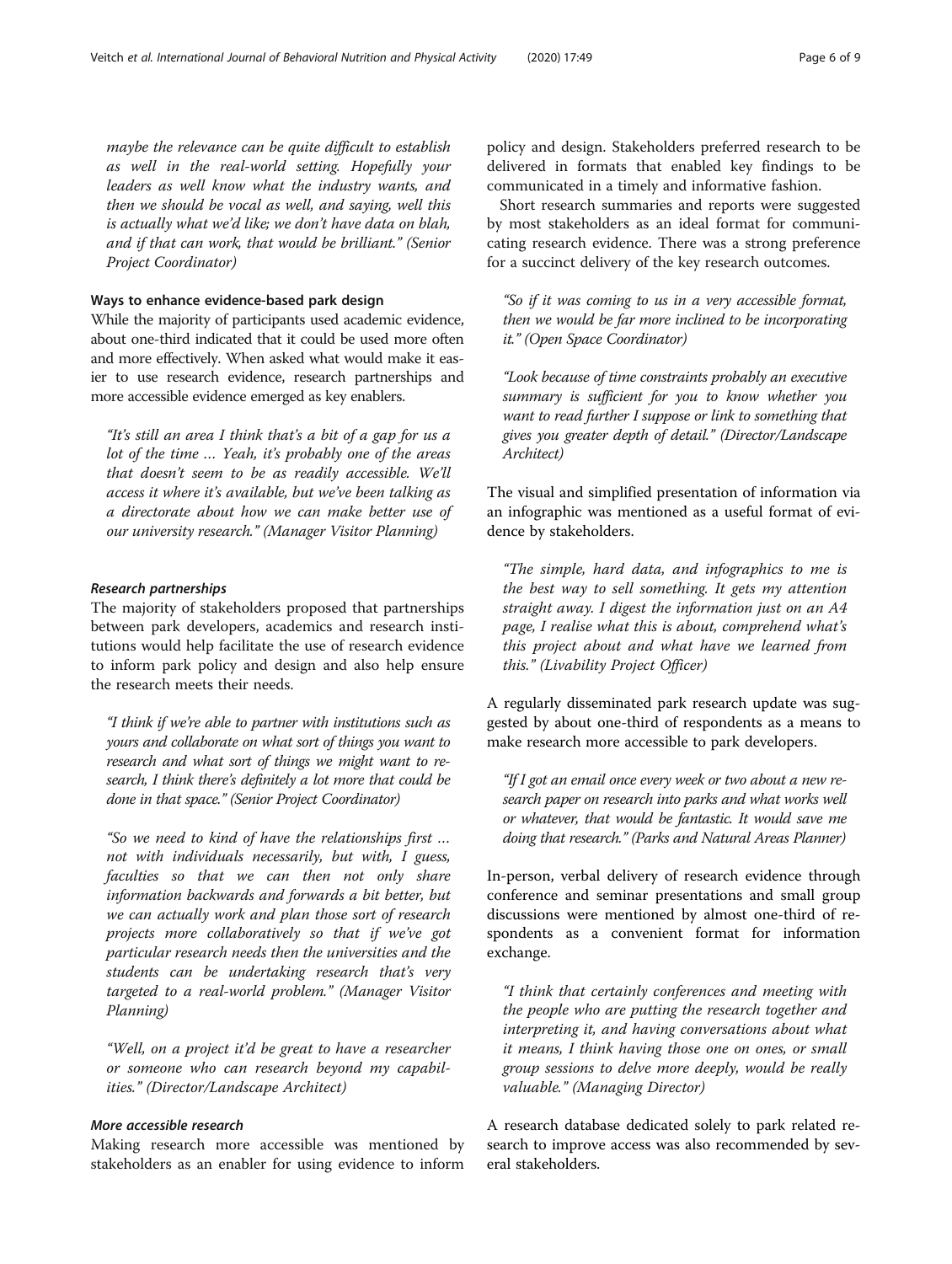*maybe the relevance can be quite difficult to establish as well in the real-world setting. Hopefully your leaders as well know what the industry wants, and then we should be vocal as well, and saying, well this is actually what we'd like; we don't have data on blah, and if that can work, that would be brilliant." (Senior Project Coordinator)*

### Ways to enhance evidence-based park design

While the majority of participants used academic evidence, about one-third indicated that it could be used more often and more effectively. When asked what would make it easier to use research evidence, research partnerships and more accessible evidence emerged as key enablers.

> *"It's still an area I think that's a bit of a gap for us a lot of the time … Yeah, it's probably one of the areas that doesn't seem to be as readily accessible. We'll access it where it's available, but we've been talking as a directorate about how we can make better use of our university research." (Manager Visitor Planning)*

#### *Research partnerships*

The majority of stakeholders proposed that partnerships between park developers, academics and research institutions would help facilitate the use of research evidence to inform park policy and design and also help ensure the research meets their needs.

> *"I think if we're able to partner with institutions such as yours and collaborate on what sort of things you want to research and what sort of things we might want to research, I think there's definitely a lot more that could be done in that space." (Senior Project Coordinator)*

> *"So we need to kind of have the relationships first … not with individuals necessarily, but with, I guess, faculties so that we can then not only share information backwards and forwards a bit better, but we can actually work and plan those sort of research projects more collaboratively so that if we've got particular research needs then the universities and the students can be undertaking research that's very targeted to a real-world problem." (Manager Visitor Planning)*

> *"Well, on a project it'd be great to have a researcher or someone who can research beyond my capabilities." (Director/Landscape Architect)*

#### *More accessible research*

Making research more accessible was mentioned by stakeholders as an enabler for using evidence to inform policy and design. Stakeholders preferred research to be delivered in formats that enabled key findings to be communicated in a timely and informative fashion.

Short research summaries and reports were suggested by most stakeholders as an ideal format for communicating research evidence. There was a strong preference for a succinct delivery of the key research outcomes.

> *"So if it was coming to us in a very accessible format, then we would be far more inclined to be incorporating it." (Open Space Coordinator)*

> *"Look because of time constraints probably an executive summary is sufficient for you to know whether you want to read further I suppose or link to something that gives you greater depth of detail." (Director/Landscape Architect)*

The visual and simplified presentation of information via an infographic was mentioned as a useful format of evidence by stakeholders.

> *"The simple, hard data, and infographics to me is the best way to sell something. It gets my attention straight away. I digest the information just on an A4 page, I realise what this is about, comprehend what's this project about and what have we learned from this." (Livability Project Officer)*

A regularly disseminated park research update was suggested by about one-third of respondents as a means to make research more accessible to park developers.

> *"If I got an email once every week or two about a new research paper on research into parks and what works well or whatever, that would be fantastic. It would save me doing that research." (Parks and Natural Areas Planner)*

In-person, verbal delivery of research evidence through conference and seminar presentations and small group discussions were mentioned by almost one-third of respondents as a convenient format for information exchange.

> *"I think that certainly conferences and meeting with the people who are putting the research together and interpreting it, and having conversations about what it means, I think having those one on ones, or small group sessions to delve more deeply, would be really valuable." (Managing Director)*

A research database dedicated solely to park related research to improve access was also recommended by several stakeholders.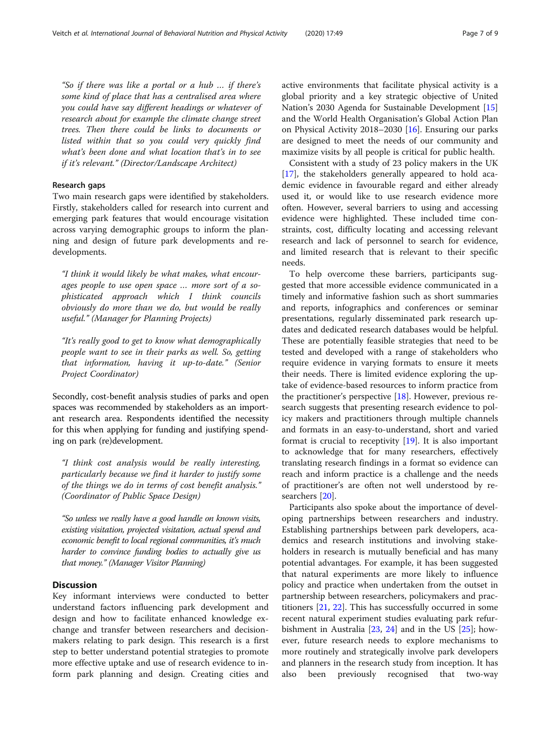"So if there was like a portal or a hub … if there's some kind of place that has a centralised area where you could have say different headings or whatever of research about for example the climate change street trees. Then there could be links to documents or listed within that so you could very quickly find what's been done and what location that's in to see if it's relevant." (Director/Landscape Architect)

### Research gaps

Two main research gaps were identified by stakeholders. Firstly, stakeholders called for research into current and emerging park features that would encourage visitation across varying demographic groups to inform the planning and design of future park developments and redevelopments.

"I think it would likely be what makes, what encourages people to use open space … more sort of a sophisticated approach which I think councils obviously do more than we do, but would be really useful." (Manager for Planning Projects)

"It's really good to get to know what demographically people want to see in their parks as well. So, getting that information, having it up-to-date." (Senior Project Coordinator)

Secondly, cost-benefit analysis studies of parks and open spaces was recommended by stakeholders as an important research area. Respondents identified the necessity for this when applying for funding and justifying spending on park (re)development.

"I think cost analysis would be really interesting, particularly because we find it harder to justify some of the things we do in terms of cost benefit analysis." (Coordinator of Public Space Design)

"So unless we really have a good handle on known visits, existing visitation, projected visitation, actual spend and economic benefit to local regional communities, it's much harder to convince funding bodies to actually give us that money." (Manager Visitor Planning)

## Discussion

Key informant interviews were conducted to better understand factors influencing park development and design and how to facilitate enhanced knowledge exchange and transfer between researchers and decision-makers relating to park design. This research is a first step to better understand potential strategies to promote more effective uptake and use of research evidence to inform park planning and design. Creating cities and active environments that facilitate physical activity is a global priority and a key strategic objective of United Nation's 2030 Agenda for Sustainable Development [15] and the World Health Organisation's Global Action Plan on Physical Activity 2018–2030 [16]. Ensuring our parks are designed to meet the needs of our community and maximize visits by all people is critical for public health.

Consistent with a study of 23 policy makers in the UK [17], the stakeholders generally appeared to hold academic evidence in favourable regard and either already used it, or would like to use research evidence more often. However, several barriers to using and accessing evidence were highlighted. These included time constraints, cost, difficulty locating and accessing relevant research and lack of personnel to search for evidence, and limited research that is relevant to their specific needs.

To help overcome these barriers, participants suggested that more accessible evidence communicated in a timely and informative fashion such as short summaries and reports, infographics and conferences or seminar presentations, regularly disseminated park research updates and dedicated research databases would be helpful. These are potentially feasible strategies that need to be tested and developed with a range of stakeholders who require evidence in varying formats to ensure it meets their needs. There is limited evidence exploring the uptake of evidence-based resources to inform practice from the practitioner's perspective [18]. However, previous research suggests that presenting research evidence to policy makers and practitioners through multiple channels and formats in an easy-to-understand, short and varied format is crucial to receptivity [19]. It is also important to acknowledge that for many researchers, effectively translating research findings in a format so evidence can reach and inform practice is a challenge and the needs of practitioner's are often not well understood by researchers [20].

Participants also spoke about the importance of developing partnerships between researchers and industry. Establishing partnerships between park developers, academics and research institutions and involving stakeholders in research is mutually beneficial and has many potential advantages. For example, it has been suggested that natural experiments are more likely to influence policy and practice when undertaken from the outset in partnership between researchers, policymakers and practitioners [21, 22]. This has successfully occurred in some recent natural experiment studies evaluating park refurbishment in Australia [23, 24] and in the US [25]; however, future research needs to explore mechanisms to more routinely and strategically involve park developers and planners in the research study from inception. It has also been previously recognised that two-way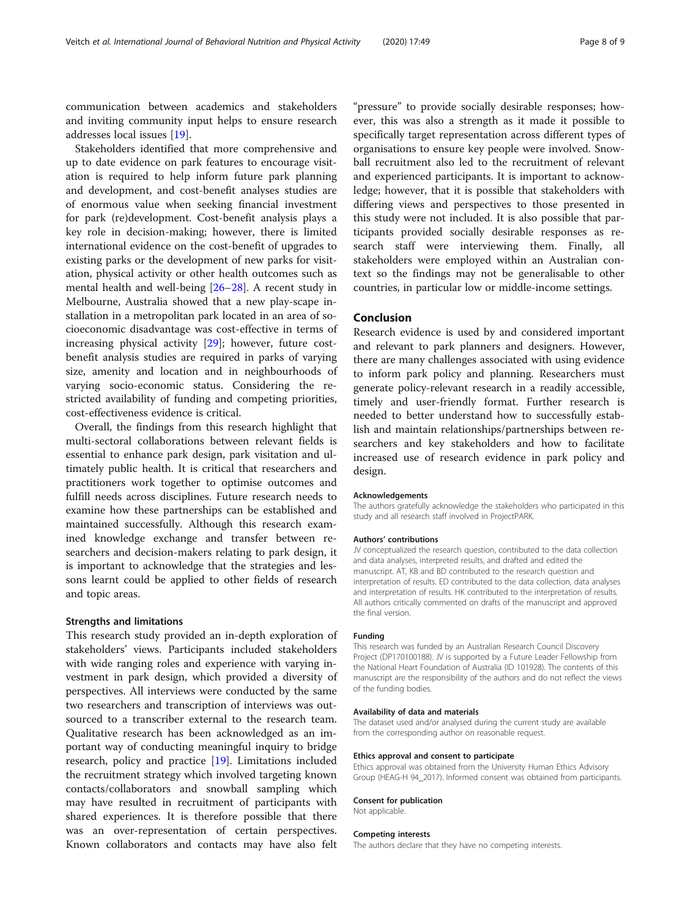communication between academics and stakeholders and inviting community input helps to ensure research addresses local issues [19].

Stakeholders identified that more comprehensive and up to date evidence on park features to encourage visitation is required to help inform future park planning and development, and cost-benefit analyses studies are of enormous value when seeking financial investment for park (re)development. Cost-benefit analysis plays a key role in decision-making; however, there is limited international evidence on the cost-benefit of upgrades to existing parks or the development of new parks for visitation, physical activity or other health outcomes such as mental health and well-being [26–28]. A recent study in Melbourne, Australia showed that a new play-scape installation in a metropolitan park located in an area of socioeconomic disadvantage was cost-effective in terms of increasing physical activity [29]; however, future cost-benefit analysis studies are required in parks of varying size, amenity and location and in neighbourhoods of varying socio-economic status. Considering the restricted availability of funding and competing priorities, cost-effectiveness evidence is critical.

Overall, the findings from this research highlight that multi-sectoral collaborations between relevant fields is essential to enhance park design, park visitation and ultimately public health. It is critical that researchers and practitioners work together to optimise outcomes and fulfill needs across disciplines. Future research needs to examine how these partnerships can be established and maintained successfully. Although this research examined knowledge exchange and transfer between researchers and decision-makers relating to park design, it is important to acknowledge that the strategies and lessons learnt could be applied to other fields of research and topic areas.

### Strengths and limitations

This research study provided an in-depth exploration of stakeholders' views. Participants included stakeholders with wide ranging roles and experience with varying investment in park design, which provided a diversity of perspectives. All interviews were conducted by the same two researchers and transcription of interviews was outsourced to a transcriber external to the research team. Qualitative research has been acknowledged as an important way of conducting meaningful inquiry to bridge research, policy and practice [19]. Limitations included the recruitment strategy which involved targeting known contacts/collaborators and snowball sampling which may have resulted in recruitment of participants with shared experiences. It is therefore possible that there was an over-representation of certain perspectives. Known collaborators and contacts may have also felt "pressure" to provide socially desirable responses; however, this was also a strength as it made it possible to specifically target representation across different types of organisations to ensure key people were involved. Snowball recruitment also led to the recruitment of relevant and experienced participants. It is important to acknowledge; however, that it is possible that stakeholders with differing views and perspectives to those presented in this study were not included. It is also possible that participants provided socially desirable responses as research staff were interviewing them. Finally, all stakeholders were employed within an Australian context so the findings may not be generalisable to other countries, in particular low or middle-income settings.

## Conclusion

Research evidence is used by and considered important and relevant to park planners and designers. However, there are many challenges associated with using evidence to inform park policy and planning. Researchers must generate policy-relevant research in a readily accessible, timely and user-friendly format. Further research is needed to better understand how to successfully establish and maintain relationships/partnerships between researchers and key stakeholders and how to facilitate increased use of research evidence in park policy and design.

#### Acknowledgements

The authors gratefully acknowledge the stakeholders who participated in this study and all research staff involved in ProjectPARK.

#### Authors' contributions

JV conceptualized the research question, contributed to the data collection and data analyses, interpreted results, and drafted and edited the manuscript. AT, KB and BD contributed to the research question and interpretation of results. ED contributed to the data collection, data analyses and interpretation of results. HK contributed to the interpretation of results. All authors critically commented on drafts of the manuscript and approved the final version.

#### Funding

This research was funded by an Australian Research Council Discovery Project (DP170100188). JV is supported by a Future Leader Fellowship from the National Heart Foundation of Australia (ID 101928). The contents of this manuscript are the responsibility of the authors and do not reflect the views of the funding bodies.

#### Availability of data and materials

The dataset used and/or analysed during the current study are available from the corresponding author on reasonable request.

#### Ethics approval and consent to participate

Ethics approval was obtained from the University Human Ethics Advisory Group (HEAG-H 94_2017). Informed consent was obtained from participants.

#### Consent for publication

Not applicable.

#### Competing interests

The authors declare that they have no competing interests.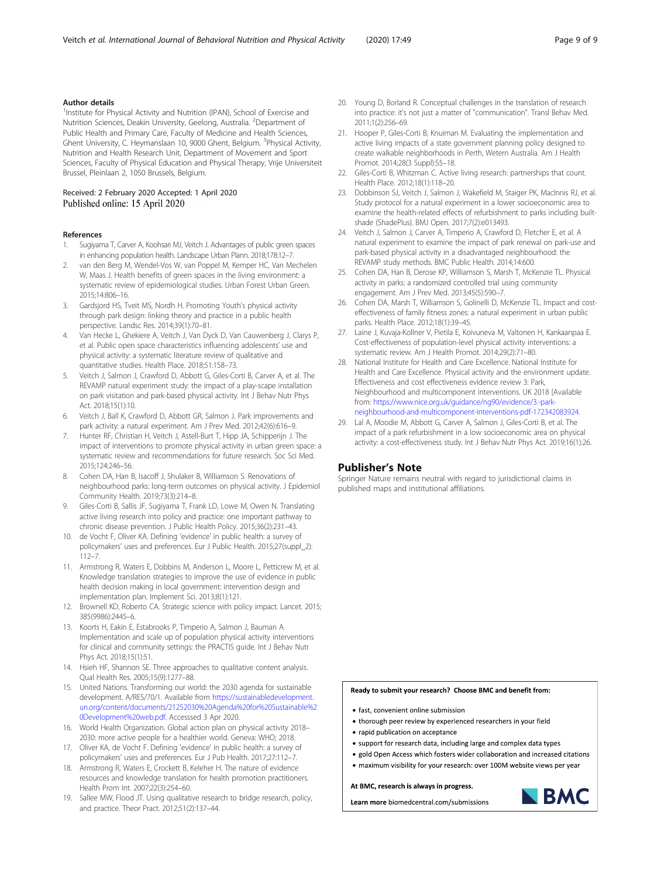### Author details

[1]Institute for Physical Activity and Nutrition (IPAN), School of Exercise and Nutrition Sciences, Deakin University, Geelong, Australia. [2]Department of Public Health and Primary Care, Faculty of Medicine and Health Sciences, Ghent University, C. Heymanslaan 10, 9000 Ghent, Belgium. [3]Physical Activity, Nutrition and Health Research Unit, Department of Movement and Sport Sciences, Faculty of Physical Education and Physical Therapy, Vrije Universiteit Brussel, Pleinlaan 2, 1050 Brussels, Belgium.

Received: 2 February 2020 Accepted: 1 April 2020
Published online: 15 April 2020

### References

1. Sugiyama T, Carver A, Koohsari MJ, Veitch J. Advantages of public green spaces in enhancing population health. Landscape Urban Plann. 2018;178:12–7.
2. van den Berg M, Wendel-Vos W, van Poppel M, Kemper HC, Van Mechelen W, Maas J. Health benefits of green spaces in the living environment: a systematic review of epidemiological studies. Urban Forest Urban Green. 2015;14:806–16.
3. Gardsjord HS, Tveit MS, Nordh H. Promoting Youth's physical activity through park design: linking theory and practice in a public health perspective. Landsc Res. 2014;39(1):70–81.
4. Van Hecke L, Ghekiere A, Veitch J, Van Dyck D, Van Cauwenberg J, Clarys P, et al. Public open space characteristics influencing adolescents' use and physical activity: a systematic literature review of qualitative and quantitative studies. Health Place. 2018;51:158–73.
5. Veitch J, Salmon J, Crawford D, Abbott G, Giles-Corti B, Carver A, et al. The REVAMP natural experiment study: the impact of a play-scape installation on park visitation and park-based physical activity. Int J Behav Nutr Phys Act. 2018;15(1):10.
6. Veitch J, Ball K, Crawford D, Abbott GR, Salmon J. Park improvements and park activity: a natural experiment. Am J Prev Med. 2012;42(6):616–9.
7. Hunter RF, Christian H, Veitch J, Astell-Burt T, Hipp JA, Schipperijn J. The impact of interventions to promote physical activity in urban green space: a systematic review and recommendations for future research. Soc Sci Med. 2015;124:246–56.
8. Cohen DA, Han B, Isacoff J, Shulaker B, Williamson S. Renovations of neighbourhood parks: long-term outcomes on physical activity. J Epidemiol Community Health. 2019;73(3):214–8.
9. Giles-Corti B, Sallis JF, Sugiyama T, Frank LD, Lowe M, Owen N. Translating active living research into policy and practice: one important pathway to chronic disease prevention. J Public Health Policy. 2015;36(2):231–43.
10. de Vocht F, Oliver KA. Defining 'evidence' in public health: a survey of policymakers' uses and preferences. Eur J Public Health. 2015;27(suppl_2): 112–7.
11. Armstrong R, Waters E, Dobbins M, Anderson L, Moore L, Petticrew M, et al. Knowledge translation strategies to improve the use of evidence in public health decision making in local government: intervention design and implementation plan. Implement Sci. 2013;8(1):121.
12. Brownell KD, Roberto CA. Strategic science with policy impact. Lancet. 2015; 385(9986):2445–6.
13. Koorts H, Eakin E, Estabrooks P, Timperio A, Salmon J, Bauman A. Implementation and scale up of population physical activity interventions for clinical and community settings: the PRACTIS guide. Int J Behav Nutr Phys Act. 2018;15(1):51.
14. Hsieh HF, Shannon SE. Three approaches to qualitative content analysis. Qual Health Res. 2005;15(9):1277–88.
15. United Nations. Transforming our world: the 2030 agenda for sustainable development. A/RES/70/1. Available from https://sustainabledevelopment.un.org/content/documents/21252030%20Agenda%20for%20Sustainable%20Development%20web.pdf. Accesssed 3 Apr 2020.
16. World Health Organization. Global action plan on physical activity 2018–2030: more active people for a healthier world. Geneva: WHO; 2018.
17. Oliver KA, de Vocht F. Defining 'evidence' in public health: a survey of policymakers' uses and preferences. Eur J Pub Health. 2017;27:112–7.
18. Armstrong R, Waters E, Crockett B, Keleher H. The nature of evidence resources and knowledge translation for health promotion practitioners. Health Prom Int. 2007;22(3):254–60.
19. Sallee MW, Flood JT. Using qualitative research to bridge research, policy, and practice. Theor Pract. 2012;51(2):137–44.
20. Young D, Borland R. Conceptual challenges in the translation of research into practice: it's not just a matter of "communication". Transl Behav Med. 2011;1(2):256–69.
21. Hooper P, Giles-Corti B, Knuiman M. Evaluating the implementation and active living impacts of a state government planning policy designed to create walkable neighborhoods in Perth, Wetern Australia. Am J Health Promot. 2014;28(3 Suppl):S5–18.
22. Giles-Corti B, Whitzman C. Active living research: partnerships that count. Health Place. 2012;18(1):118–20.
23. Dobbinson SJ, Veitch J, Salmon J, Wakefield M, Staiger PK, MacInnis RJ, et al. Study protocol for a natural experiment in a lower socioeconomic area to examine the health-related effects of refurbishment to parks including built-shade (ShadePlus). BMJ Open. 2017;7(2):e013493.
24. Veitch J, Salmon J, Carver A, Timperio A, Crawford D, Fletcher E, et al. A natural experiment to examine the impact of park renewal on park-use and park-based physical activity in a disadvantaged neighbourhood: the REVAMP study methods. BMC Public Health. 2014;14:600.
25. Cohen DA, Han B, Derose KP, Williamson S, Marsh T, McKenzie TL. Physical activity in parks: a randomized controlled trial using community engagement. Am J Prev Med. 2013;45(5):590–7.
26. Cohen DA, Marsh T, Williamson S, Golinelli D, McKenzie TL. Impact and cost-effectiveness of family fitness zones: a natural experiment in urban public parks. Health Place. 2012;18(1):39–45.
27. Laine J, Kuvaja-Kollner V, Pietila E, Koivuneva M, Valtonen H, Kankaanpaa E. Cost-effectiveness of population-level physical activity interventions: a systematic review. Am J Health Promot. 2014;29(2):71–80.
28. National Institute for Health and Care Excellence. National Institute for Health and Care Excellence. Physical activity and the environment update. Effectiveness and cost effectiveness evidence review 3: Park, Neighbourhood and multicomponent interventions. UK 2018 [Available from: https://www.nice.org.uk/guidance/ng90/evidence/3.-park-neighbourhood-and-multicomponent-interventions-pdf-172342083924.
29. Lal A, Moodie M, Abbott G, Carver A, Salmon J, Giles-Corti B, et al. The impact of a park refurbishment in a low socioeconomic area on physical activity: a cost-effectiveness study. Int J Behav Nutr Phys Act. 2019;16(1):26.

## Publisher's Note

Springer Nature remains neutral with regard to jurisdictional claims in published maps and institutional affiliations.

**Ready to submit your research? Choose BMC and benefit from:**

- fast, convenient online submission
- thorough peer review by experienced researchers in your field
- rapid publication on acceptance
- support for research data, including large and complex data types
- gold Open Access which fosters wider collaboration and increased citations
- maximum visibility for your research: over 100M website views per year

**At BMC, research is always in progress.**

**Learn more** biomedcentral.com/submissions

BMC